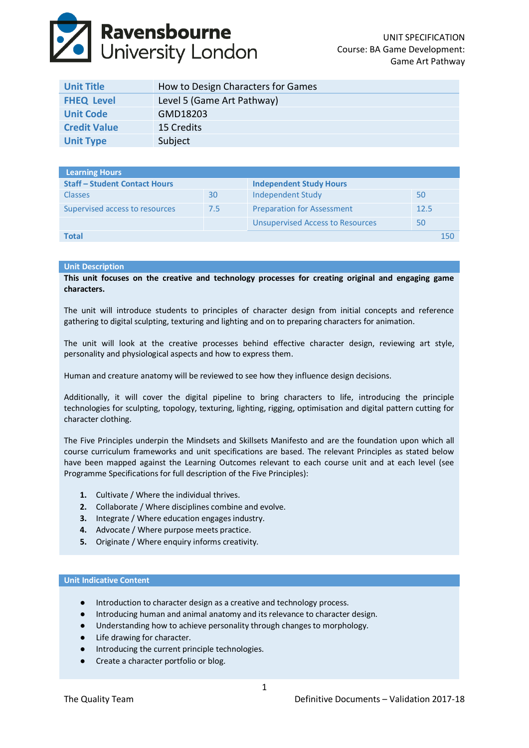Ravensbourne University London

UNIT SPECIFICATION
Course: BA Game Development: Game Art Pathway

| | |
|---|---|
| **Unit Title** | How to Design Characters for Games |
| **FHEQ Level** | Level 5 (Game Art Pathway) |
| **Unit Code** | GMD18203 |
| **Credit Value** | 15 Credits |
| **Unit Type** | Subject |

| **Learning Hours** | | | |
|---|---|---|---|
| **Staff – Student Contact Hours** | | **Independent Study Hours** | |
| Classes | 30 | Independent Study | 50 |
| Supervised access to resources | 7.5 | Preparation for Assessment | 12.5 |
| | | Unsupervised Access to Resources | 50 |
| **Total** | | | 150 |

## Unit Description

**This unit focuses on the creative and technology processes for creating original and engaging game characters.**

The unit will introduce students to principles of character design from initial concepts and reference gathering to digital sculpting, texturing and lighting and on to preparing characters for animation.

The unit will look at the creative processes behind effective character design, reviewing art style, personality and physiological aspects and how to express them.

Human and creature anatomy will be reviewed to see how they influence design decisions.

Additionally, it will cover the digital pipeline to bring characters to life, introducing the principle technologies for sculpting, topology, texturing, lighting, rigging, optimisation and digital pattern cutting for character clothing.

The Five Principles underpin the Mindsets and Skillsets Manifesto and are the foundation upon which all course curriculum frameworks and unit specifications are based. The relevant Principles as stated below have been mapped against the Learning Outcomes relevant to each course unit and at each level (see Programme Specifications for full description of the Five Principles):

1. Cultivate / Where the individual thrives.
2. Collaborate / Where disciplines combine and evolve.
3. Integrate / Where education engages industry.
4. Advocate / Where purpose meets practice.
5. Originate / Where enquiry informs creativity.

## Unit Indicative Content

- Introduction to character design as a creative and technology process.
- Introducing human and animal anatomy and its relevance to character design.
- Understanding how to achieve personality through changes to morphology.
- Life drawing for character.
- Introducing the current principle technologies.
- Create a character portfolio or blog.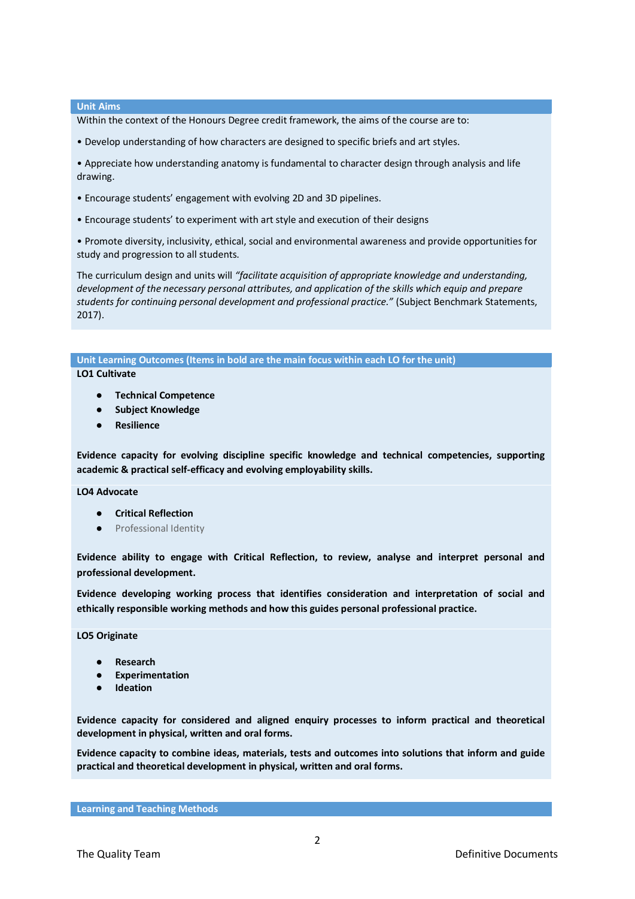## Unit Aims

Within the context of the Honours Degree credit framework, the aims of the course are to:

• Develop understanding of how characters are designed to specific briefs and art styles.

• Appreciate how understanding anatomy is fundamental to character design through analysis and life drawing.

• Encourage students' engagement with evolving 2D and 3D pipelines.

• Encourage students' to experiment with art style and execution of their designs

• Promote diversity, inclusivity, ethical, social and environmental awareness and provide opportunities for study and progression to all students.

The curriculum design and units will *"facilitate acquisition of appropriate knowledge and understanding, development of the necessary personal attributes, and application of the skills which equip and prepare students for continuing personal development and professional practice."* (Subject Benchmark Statements, 2017).

## Unit Learning Outcomes (Items in bold are the main focus within each LO for the unit)

**LO1 Cultivate**

- **Technical Competence**
- **Subject Knowledge**
- **Resilience**

**Evidence capacity for evolving discipline specific knowledge and technical competencies, supporting academic & practical self-efficacy and evolving employability skills.**

**LO4 Advocate**

- **Critical Reflection**
- Professional Identity

**Evidence ability to engage with Critical Reflection, to review, analyse and interpret personal and professional development.**

**Evidence developing working process that identifies consideration and interpretation of social and ethically responsible working methods and how this guides personal professional practice.**

**LO5 Originate**

- **Research**
- **Experimentation**
- **Ideation**

**Evidence capacity for considered and aligned enquiry processes to inform practical and theoretical development in physical, written and oral forms.**

**Evidence capacity to combine ideas, materials, tests and outcomes into solutions that inform and guide practical and theoretical development in physical, written and oral forms.**

## Learning and Teaching Methods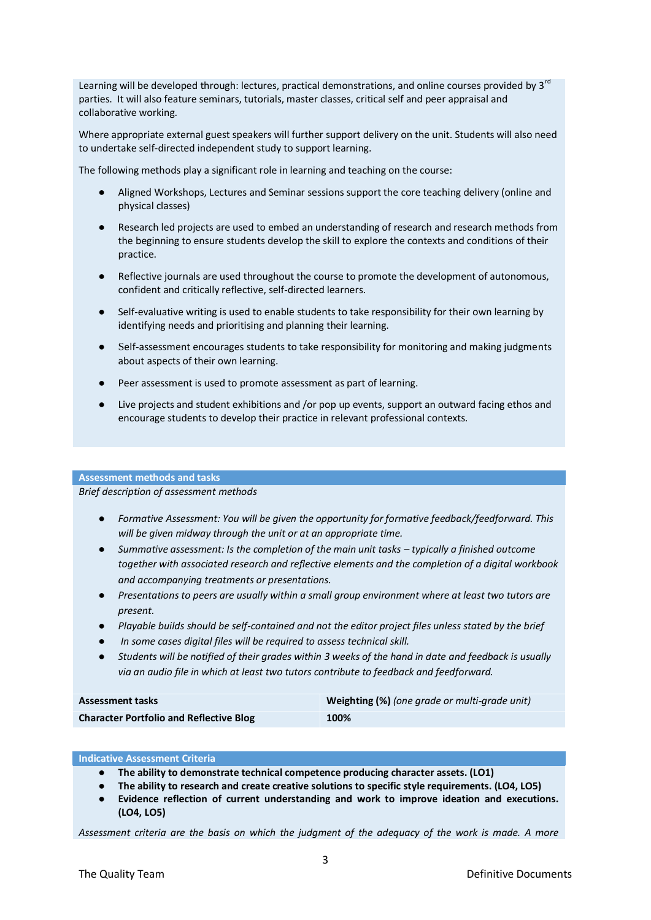Learning will be developed through: lectures, practical demonstrations, and online courses provided by 3rd parties. It will also feature seminars, tutorials, master classes, critical self and peer appraisal and collaborative working.

Where appropriate external guest speakers will further support delivery on the unit. Students will also need to undertake self-directed independent study to support learning.

The following methods play a significant role in learning and teaching on the course:

- Aligned Workshops, Lectures and Seminar sessions support the core teaching delivery (online and physical classes)
- Research led projects are used to embed an understanding of research and research methods from the beginning to ensure students develop the skill to explore the contexts and conditions of their practice.
- Reflective journals are used throughout the course to promote the development of autonomous, confident and critically reflective, self-directed learners.
- Self-evaluative writing is used to enable students to take responsibility for their own learning by identifying needs and prioritising and planning their learning.
- Self-assessment encourages students to take responsibility for monitoring and making judgments about aspects of their own learning.
- Peer assessment is used to promote assessment as part of learning.
- Live projects and student exhibitions and /or pop up events, support an outward facing ethos and encourage students to develop their practice in relevant professional contexts.

## Assessment methods and tasks

*Brief description of assessment methods*

- *Formative Assessment: You will be given the opportunity for formative feedback/feedforward. This will be given midway through the unit or at an appropriate time.*
- *Summative assessment: Is the completion of the main unit tasks – typically a finished outcome together with associated research and reflective elements and the completion of a digital workbook and accompanying treatments or presentations.*
- *Presentations to peers are usually within a small group environment where at least two tutors are present.*
- *Playable builds should be self-contained and not the editor project files unless stated by the brief*
- *In some cases digital files will be required to assess technical skill.*
- *Students will be notified of their grades within 3 weeks of the hand in date and feedback is usually via an audio file in which at least two tutors contribute to feedback and feedforward.*

| **Assessment tasks** | **Weighting (%)** *(one grade or multi-grade unit)* |
|---|---|
| **Character Portfolio and Reflective Blog** | **100%** |

## Indicative Assessment Criteria

- **The ability to demonstrate technical competence producing character assets. (LO1)**
- **The ability to research and create creative solutions to specific style requirements. (LO4, LO5)**
- **Evidence reflection of current understanding and work to improve ideation and executions. (LO4, LO5)**

*Assessment criteria are the basis on which the judgment of the adequacy of the work is made. A more*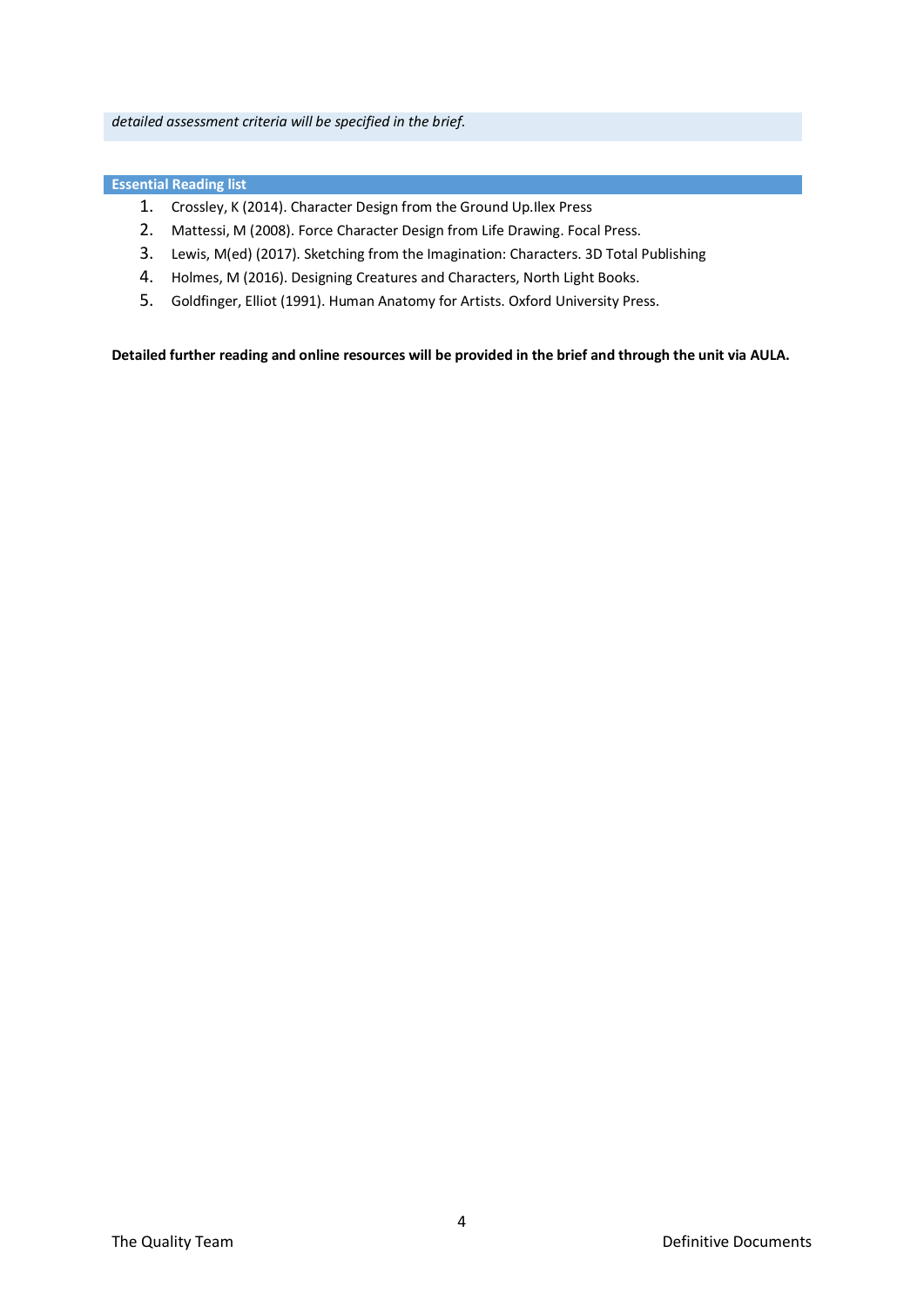*detailed assessment criteria will be specified in the brief.*

## Essential Reading list

1. Crossley, K (2014). Character Design from the Ground Up.Ilex Press
2. Mattessi, M (2008). Force Character Design from Life Drawing. Focal Press.
3. Lewis, M(ed) (2017). Sketching from the Imagination: Characters. 3D Total Publishing
4. Holmes, M (2016). Designing Creatures and Characters, North Light Books.
5. Goldfinger, Elliot (1991). Human Anatomy for Artists. Oxford University Press.

**Detailed further reading and online resources will be provided in the brief and through the unit via AULA.**